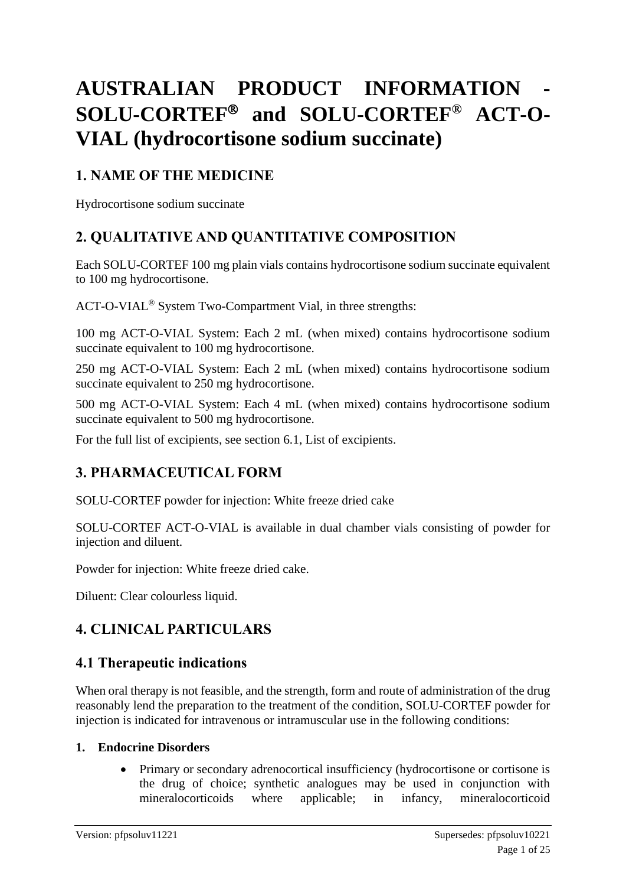# AUSTRALIAN PRODUCT INFORMATION - SOLU-CORTEF® and SOLU-CORTEF® ACT-O-VIAL (hydrocortisone sodium succinate)

## 1. NAME OF THE MEDICINE

Hydrocortisone sodium succinate

## 2. QUALITATIVE AND QUANTITATIVE COMPOSITION

Each SOLU-CORTEF 100 mg plain vials contains hydrocortisone sodium succinate equivalent to 100 mg hydrocortisone.

ACT-O-VIAL® System Two-Compartment Vial, in three strengths:

100 mg ACT-O-VIAL System: Each 2 mL (when mixed) contains hydrocortisone sodium succinate equivalent to 100 mg hydrocortisone.

250 mg ACT-O-VIAL System: Each 2 mL (when mixed) contains hydrocortisone sodium succinate equivalent to 250 mg hydrocortisone.

500 mg ACT-O-VIAL System: Each 4 mL (when mixed) contains hydrocortisone sodium succinate equivalent to 500 mg hydrocortisone.

For the full list of excipients, see section 6.1, List of excipients.

## 3. PHARMACEUTICAL FORM

SOLU-CORTEF powder for injection: White freeze dried cake

SOLU-CORTEF ACT-O-VIAL is available in dual chamber vials consisting of powder for injection and diluent.

Powder for injection: White freeze dried cake.

Diluent: Clear colourless liquid.

## 4. CLINICAL PARTICULARS

### 4.1 Therapeutic indications

When oral therapy is not feasible, and the strength, form and route of administration of the drug reasonably lend the preparation to the treatment of the condition, SOLU-CORTEF powder for injection is indicated for intravenous or intramuscular use in the following conditions:

1. **Endocrine Disorders**
    - Primary or secondary adrenocortical insufficiency (hydrocortisone or cortisone is the drug of choice; synthetic analogues may be used in conjunction with mineralocorticoids where applicable; in infancy, mineralocorticoid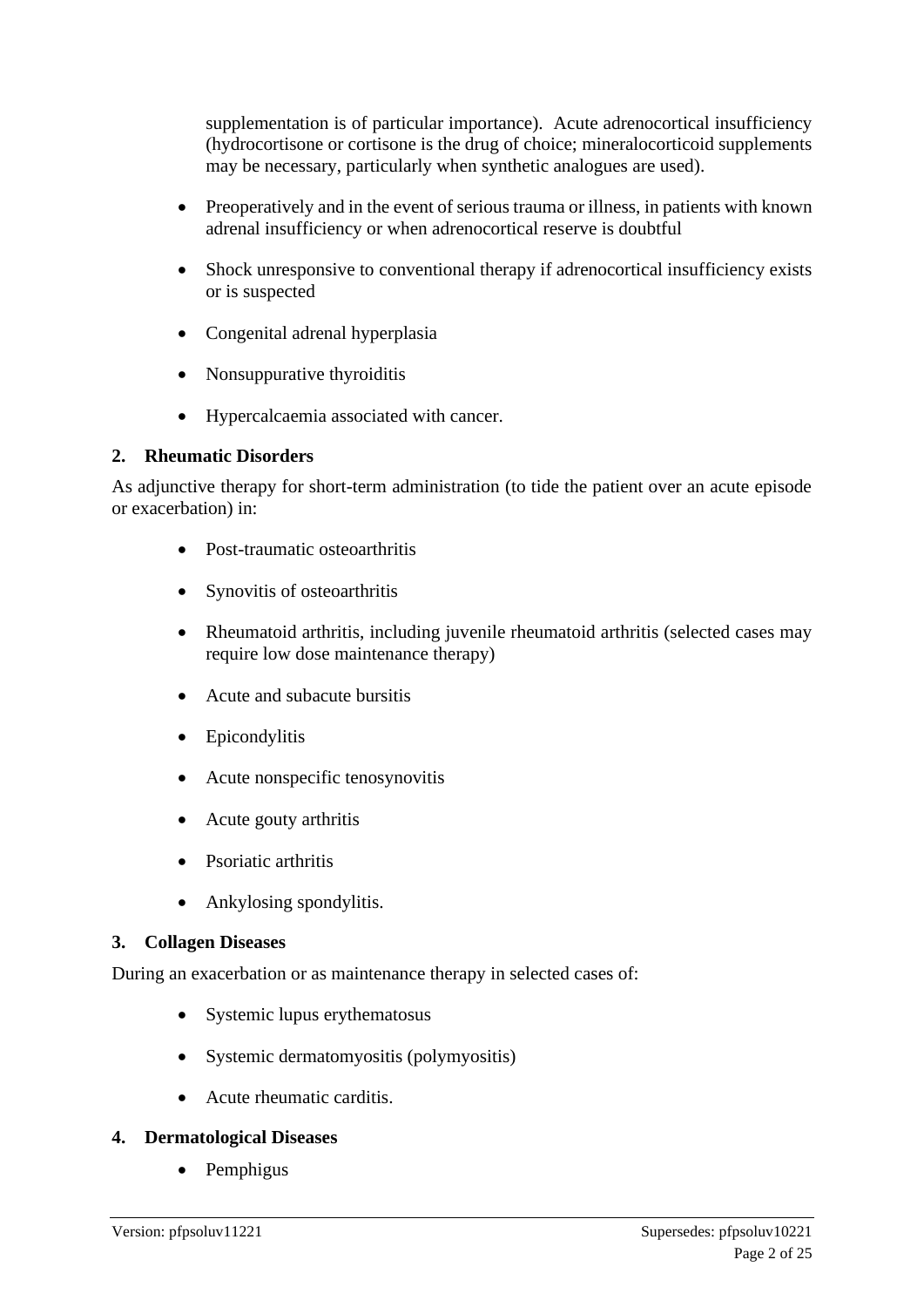supplementation is of particular importance). Acute adrenocortical insufficiency (hydrocortisone or cortisone is the drug of choice; mineralocorticoid supplements may be necessary, particularly when synthetic analogues are used).

- Preoperatively and in the event of serious trauma or illness, in patients with known adrenal insufficiency or when adrenocortical reserve is doubtful
- Shock unresponsive to conventional therapy if adrenocortical insufficiency exists or is suspected
- Congenital adrenal hyperplasia
- Nonsuppurative thyroiditis
- Hypercalcaemia associated with cancer.

**2. Rheumatic Disorders**

As adjunctive therapy for short-term administration (to tide the patient over an acute episode or exacerbation) in:

- Post-traumatic osteoarthritis
- Synovitis of osteoarthritis
- Rheumatoid arthritis, including juvenile rheumatoid arthritis (selected cases may require low dose maintenance therapy)
- Acute and subacute bursitis
- Epicondylitis
- Acute nonspecific tenosynovitis
- Acute gouty arthritis
- Psoriatic arthritis
- Ankylosing spondylitis.

**3. Collagen Diseases**

During an exacerbation or as maintenance therapy in selected cases of:

- Systemic lupus erythematosus
- Systemic dermatomyositis (polymyositis)
- Acute rheumatic carditis.

**4. Dermatological Diseases**

- Pemphigus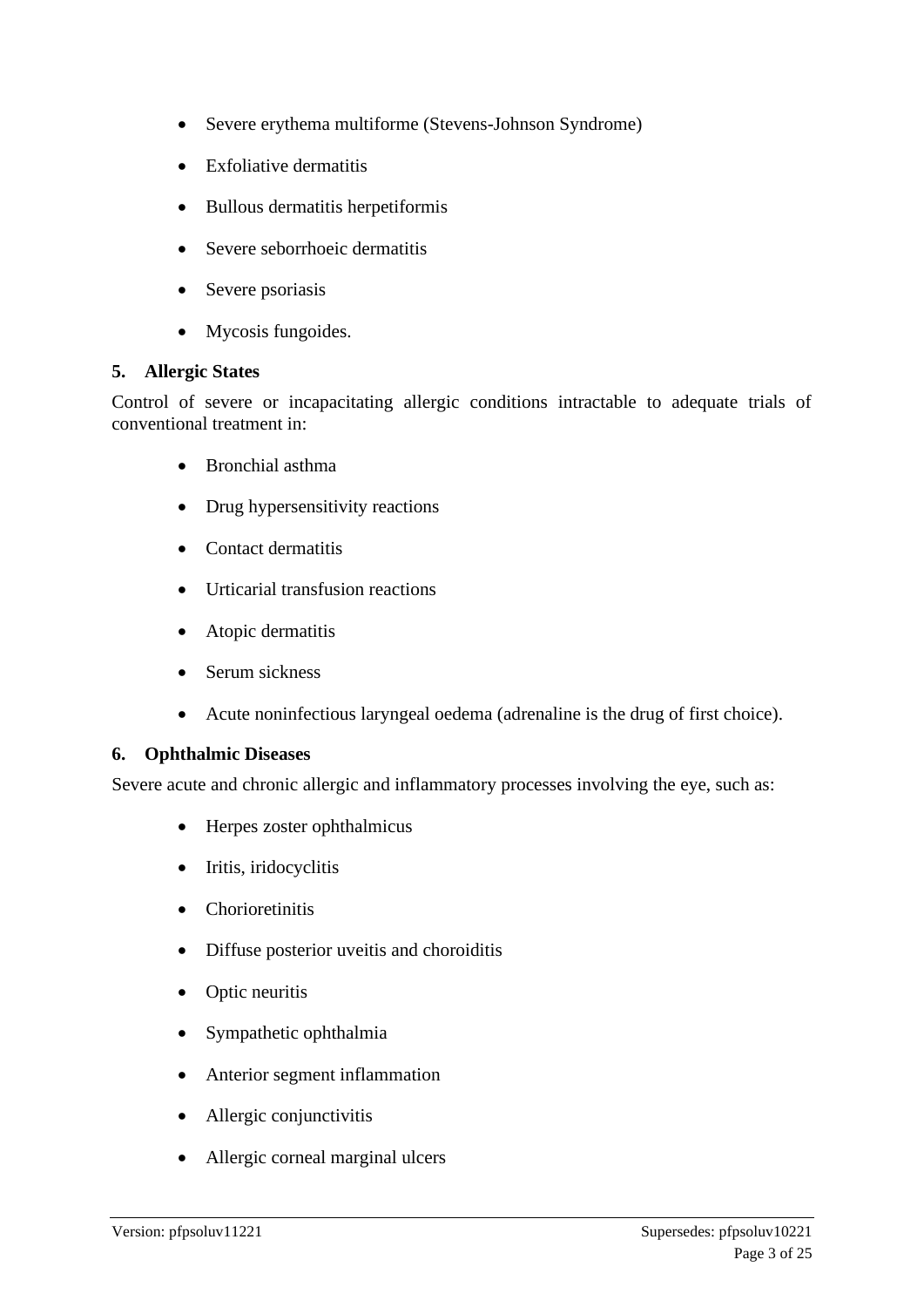- Severe erythema multiforme (Stevens-Johnson Syndrome)
- Exfoliative dermatitis
- Bullous dermatitis herpetiformis
- Severe seborrhoeic dermatitis
- Severe psoriasis
- Mycosis fungoides.

**5. Allergic States**

Control of severe or incapacitating allergic conditions intractable to adequate trials of conventional treatment in:

- Bronchial asthma
- Drug hypersensitivity reactions
- Contact dermatitis
- Urticarial transfusion reactions
- Atopic dermatitis
- Serum sickness
- Acute noninfectious laryngeal oedema (adrenaline is the drug of first choice).

**6. Ophthalmic Diseases**

Severe acute and chronic allergic and inflammatory processes involving the eye, such as:

- Herpes zoster ophthalmicus
- Iritis, iridocyclitis
- Chorioretinitis
- Diffuse posterior uveitis and choroiditis
- Optic neuritis
- Sympathetic ophthalmia
- Anterior segment inflammation
- Allergic conjunctivitis
- Allergic corneal marginal ulcers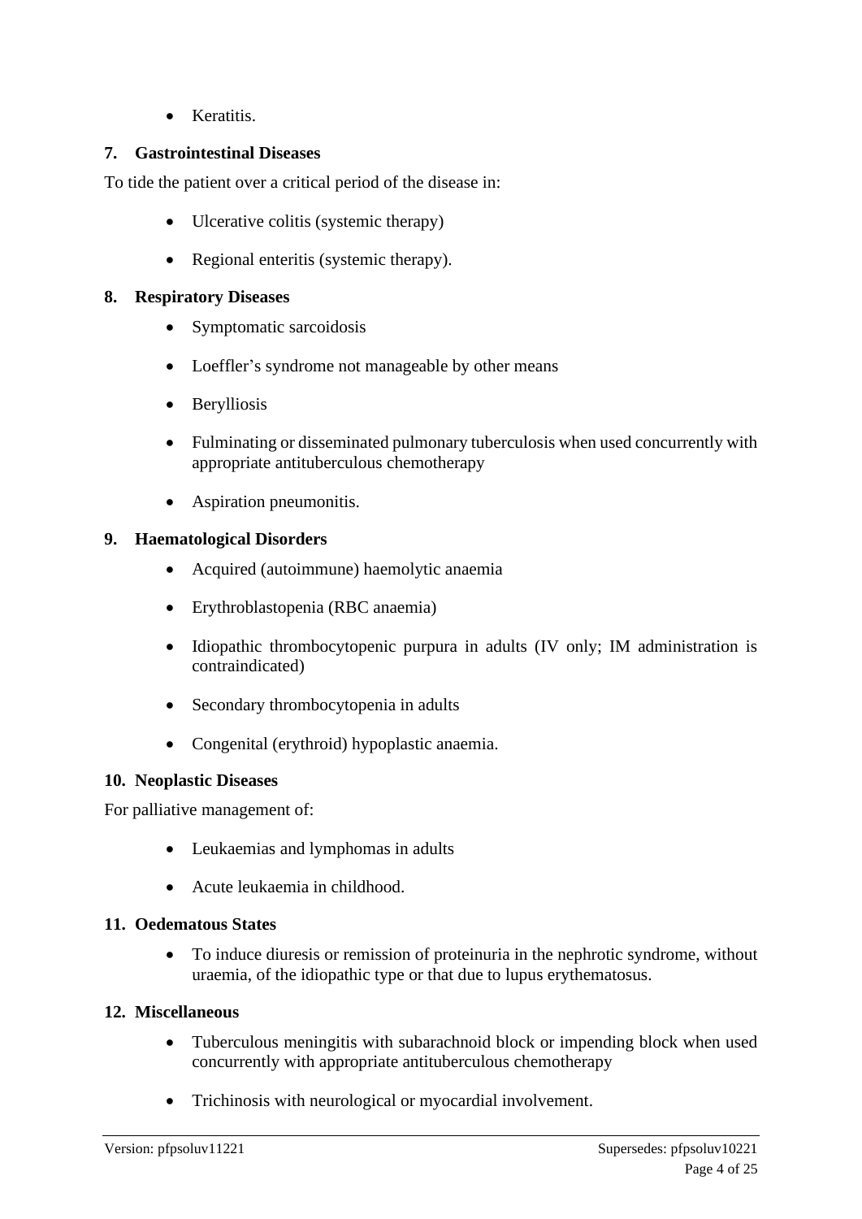- Keratitis.

**7. Gastrointestinal Diseases**

To tide the patient over a critical period of the disease in:

- Ulcerative colitis (systemic therapy)
- Regional enteritis (systemic therapy).

**8. Respiratory Diseases**

- Symptomatic sarcoidosis
- Loeffler's syndrome not manageable by other means
- Berylliosis
- Fulminating or disseminated pulmonary tuberculosis when used concurrently with appropriate antituberculous chemotherapy
- Aspiration pneumonitis.

**9. Haematological Disorders**

- Acquired (autoimmune) haemolytic anaemia
- Erythroblastopenia (RBC anaemia)
- Idiopathic thrombocytopenic purpura in adults (IV only; IM administration is contraindicated)
- Secondary thrombocytopenia in adults
- Congenital (erythroid) hypoplastic anaemia.

**10. Neoplastic Diseases**

For palliative management of:

- Leukaemias and lymphomas in adults
- Acute leukaemia in childhood.

**11. Oedematous States**

- To induce diuresis or remission of proteinuria in the nephrotic syndrome, without uraemia, of the idiopathic type or that due to lupus erythematosus.

**12. Miscellaneous**

- Tuberculous meningitis with subarachnoid block or impending block when used concurrently with appropriate antituberculous chemotherapy
- Trichinosis with neurological or myocardial involvement.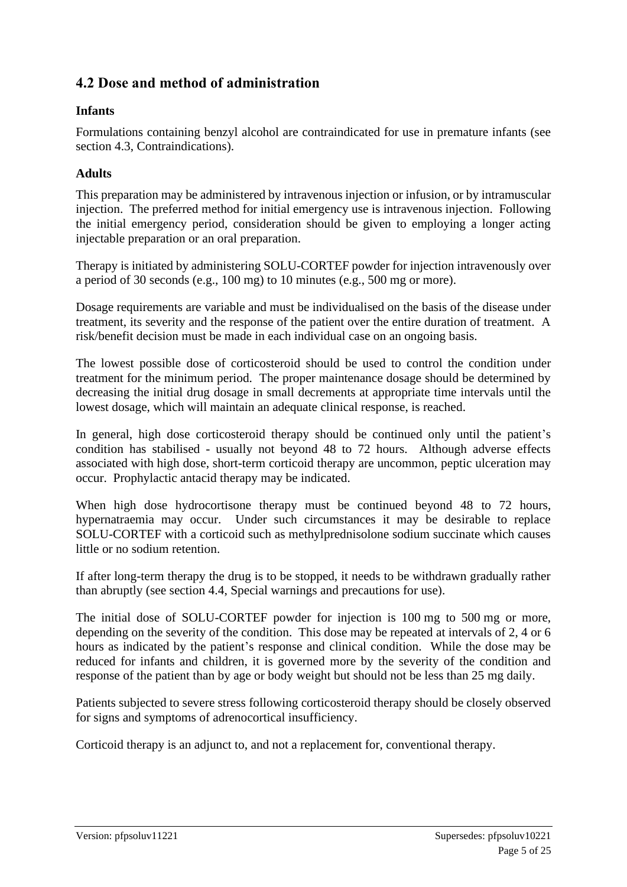## 4.2 Dose and method of administration

### Infants

Formulations containing benzyl alcohol are contraindicated for use in premature infants (see section 4.3, Contraindications).

### Adults

This preparation may be administered by intravenous injection or infusion, or by intramuscular injection. The preferred method for initial emergency use is intravenous injection. Following the initial emergency period, consideration should be given to employing a longer acting injectable preparation or an oral preparation.

Therapy is initiated by administering SOLU-CORTEF powder for injection intravenously over a period of 30 seconds (e.g., 100 mg) to 10 minutes (e.g., 500 mg or more).

Dosage requirements are variable and must be individualised on the basis of the disease under treatment, its severity and the response of the patient over the entire duration of treatment. A risk/benefit decision must be made in each individual case on an ongoing basis.

The lowest possible dose of corticosteroid should be used to control the condition under treatment for the minimum period. The proper maintenance dosage should be determined by decreasing the initial drug dosage in small decrements at appropriate time intervals until the lowest dosage, which will maintain an adequate clinical response, is reached.

In general, high dose corticosteroid therapy should be continued only until the patient's condition has stabilised - usually not beyond 48 to 72 hours. Although adverse effects associated with high dose, short-term corticoid therapy are uncommon, peptic ulceration may occur. Prophylactic antacid therapy may be indicated.

When high dose hydrocortisone therapy must be continued beyond 48 to 72 hours, hypernatraemia may occur. Under such circumstances it may be desirable to replace SOLU-CORTEF with a corticoid such as methylprednisolone sodium succinate which causes little or no sodium retention.

If after long-term therapy the drug is to be stopped, it needs to be withdrawn gradually rather than abruptly (see section 4.4, Special warnings and precautions for use).

The initial dose of SOLU-CORTEF powder for injection is 100 mg to 500 mg or more, depending on the severity of the condition. This dose may be repeated at intervals of 2, 4 or 6 hours as indicated by the patient's response and clinical condition. While the dose may be reduced for infants and children, it is governed more by the severity of the condition and response of the patient than by age or body weight but should not be less than 25 mg daily.

Patients subjected to severe stress following corticosteroid therapy should be closely observed for signs and symptoms of adrenocortical insufficiency.

Corticoid therapy is an adjunct to, and not a replacement for, conventional therapy.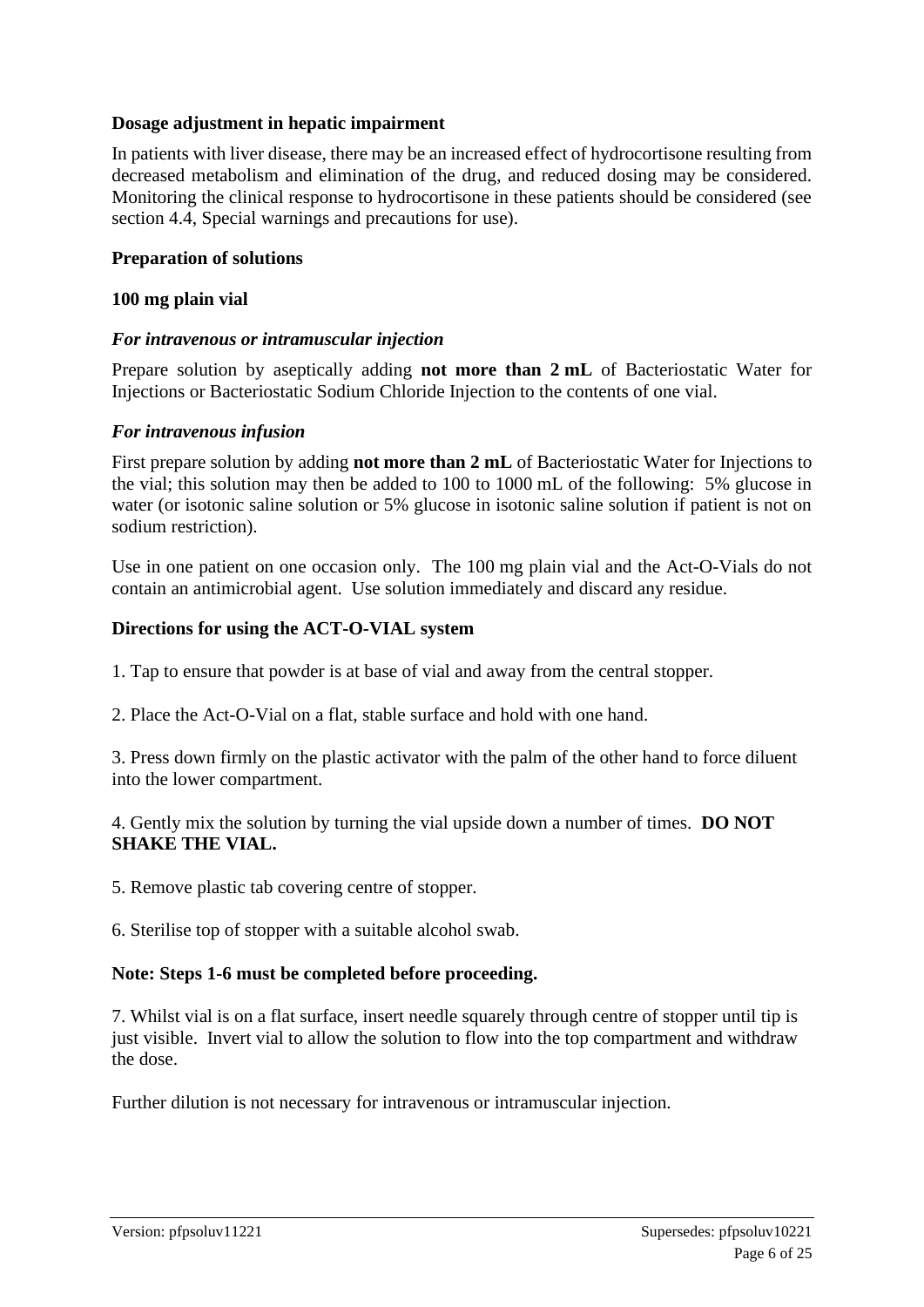**Dosage adjustment in hepatic impairment**

In patients with liver disease, there may be an increased effect of hydrocortisone resulting from decreased metabolism and elimination of the drug, and reduced dosing may be considered. Monitoring the clinical response to hydrocortisone in these patients should be considered (see section 4.4, Special warnings and precautions for use).

**Preparation of solutions**

**100 mg plain vial**

***For intravenous or intramuscular injection***

Prepare solution by aseptically adding **not more than 2 mL** of Bacteriostatic Water for Injections or Bacteriostatic Sodium Chloride Injection to the contents of one vial.

***For intravenous infusion***

First prepare solution by adding **not more than 2 mL** of Bacteriostatic Water for Injections to the vial; this solution may then be added to 100 to 1000 mL of the following: 5% glucose in water (or isotonic saline solution or 5% glucose in isotonic saline solution if patient is not on sodium restriction).

Use in one patient on one occasion only. The 100 mg plain vial and the Act-O-Vials do not contain an antimicrobial agent. Use solution immediately and discard any residue.

**Directions for using the ACT-O-VIAL system**

1. Tap to ensure that powder is at base of vial and away from the central stopper.

2. Place the Act-O-Vial on a flat, stable surface and hold with one hand.

3. Press down firmly on the plastic activator with the palm of the other hand to force diluent into the lower compartment.

4. Gently mix the solution by turning the vial upside down a number of times. **DO NOT SHAKE THE VIAL.**

5. Remove plastic tab covering centre of stopper.

6. Sterilise top of stopper with a suitable alcohol swab.

**Note: Steps 1-6 must be completed before proceeding.**

7. Whilst vial is on a flat surface, insert needle squarely through centre of stopper until tip is just visible. Invert vial to allow the solution to flow into the top compartment and withdraw the dose.

Further dilution is not necessary for intravenous or intramuscular injection.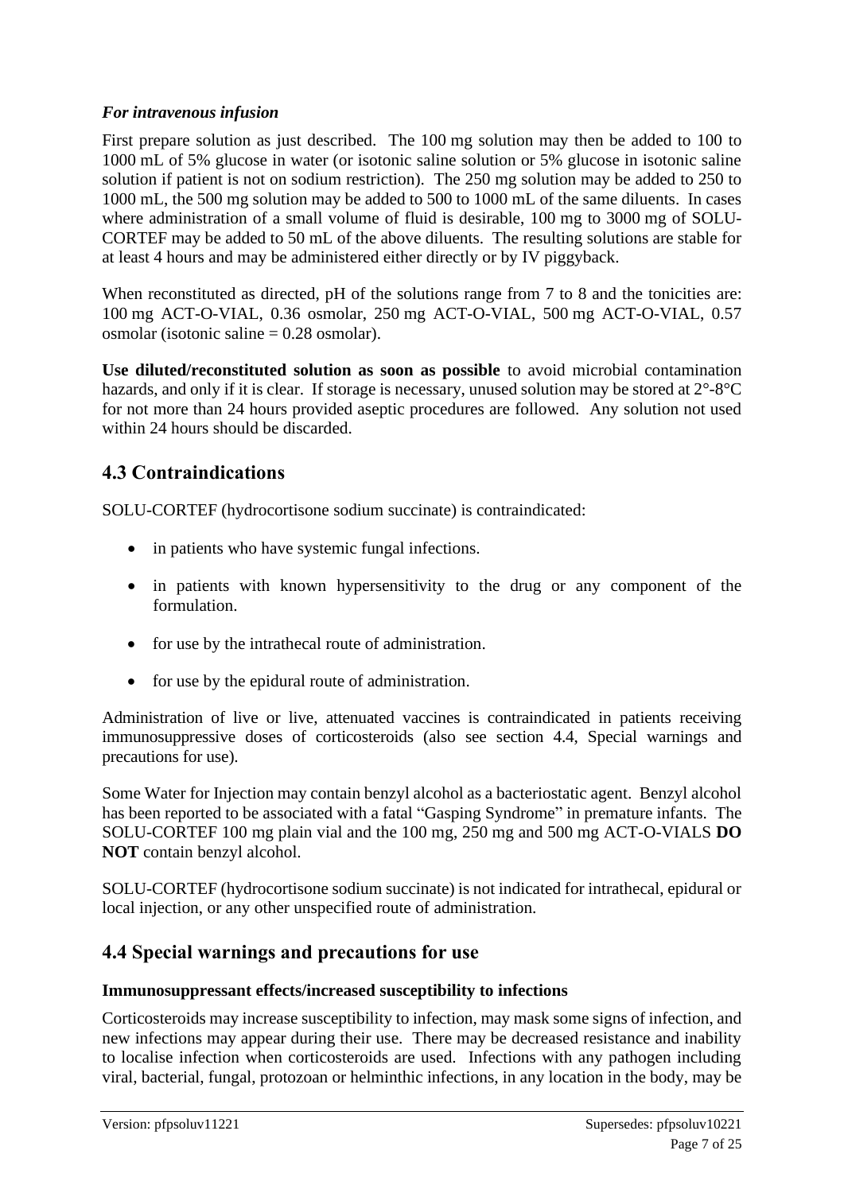*For intravenous infusion*

First prepare solution as just described. The 100 mg solution may then be added to 100 to 1000 mL of 5% glucose in water (or isotonic saline solution or 5% glucose in isotonic saline solution if patient is not on sodium restriction). The 250 mg solution may be added to 250 to 1000 mL, the 500 mg solution may be added to 500 to 1000 mL of the same diluents. In cases where administration of a small volume of fluid is desirable, 100 mg to 3000 mg of SOLU-CORTEF may be added to 50 mL of the above diluents. The resulting solutions are stable for at least 4 hours and may be administered either directly or by IV piggyback.

When reconstituted as directed, pH of the solutions range from 7 to 8 and the tonicities are: 100 mg ACT-O-VIAL, 0.36 osmolar, 250 mg ACT-O-VIAL, 500 mg ACT-O-VIAL, 0.57 osmolar (isotonic saline = 0.28 osmolar).

**Use diluted/reconstituted solution as soon as possible** to avoid microbial contamination hazards, and only if it is clear. If storage is necessary, unused solution may be stored at 2°-8°C for not more than 24 hours provided aseptic procedures are followed. Any solution not used within 24 hours should be discarded.

## 4.3 Contraindications

SOLU-CORTEF (hydrocortisone sodium succinate) is contraindicated:

- in patients who have systemic fungal infections.
- in patients with known hypersensitivity to the drug or any component of the formulation.
- for use by the intrathecal route of administration.
- for use by the epidural route of administration.

Administration of live or live, attenuated vaccines is contraindicated in patients receiving immunosuppressive doses of corticosteroids (also see section 4.4, Special warnings and precautions for use).

Some Water for Injection may contain benzyl alcohol as a bacteriostatic agent. Benzyl alcohol has been reported to be associated with a fatal "Gasping Syndrome" in premature infants. The SOLU-CORTEF 100 mg plain vial and the 100 mg, 250 mg and 500 mg ACT-O-VIALS **DO NOT** contain benzyl alcohol.

SOLU-CORTEF (hydrocortisone sodium succinate) is not indicated for intrathecal, epidural or local injection, or any other unspecified route of administration.

## 4.4 Special warnings and precautions for use

### Immunosuppressant effects/increased susceptibility to infections

Corticosteroids may increase susceptibility to infection, may mask some signs of infection, and new infections may appear during their use. There may be decreased resistance and inability to localise infection when corticosteroids are used. Infections with any pathogen including viral, bacterial, fungal, protozoan or helminthic infections, in any location in the body, may be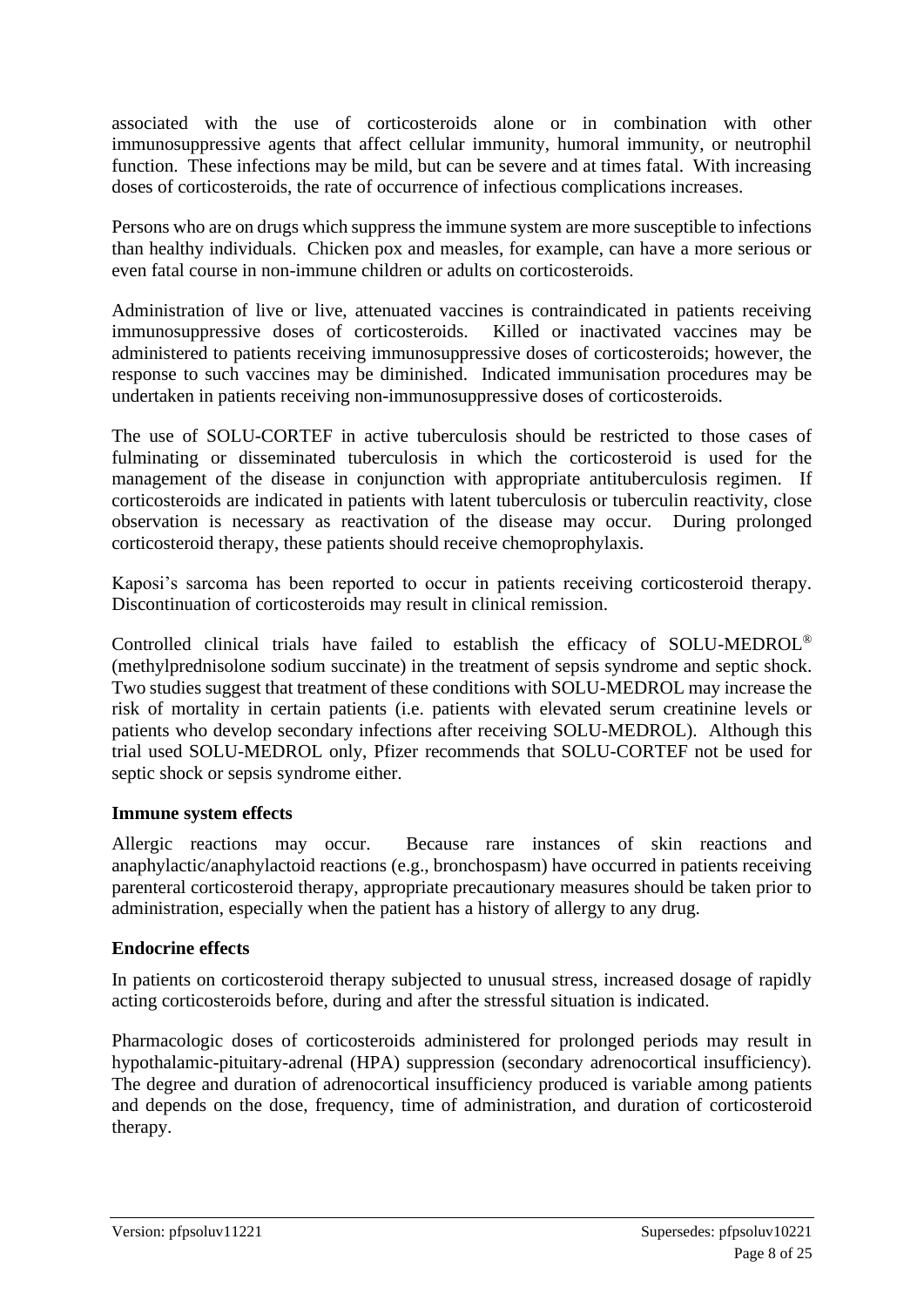associated with the use of corticosteroids alone or in combination with other immunosuppressive agents that affect cellular immunity, humoral immunity, or neutrophil function. These infections may be mild, but can be severe and at times fatal. With increasing doses of corticosteroids, the rate of occurrence of infectious complications increases.

Persons who are on drugs which suppress the immune system are more susceptible to infections than healthy individuals. Chicken pox and measles, for example, can have a more serious or even fatal course in non-immune children or adults on corticosteroids.

Administration of live or live, attenuated vaccines is contraindicated in patients receiving immunosuppressive doses of corticosteroids. Killed or inactivated vaccines may be administered to patients receiving immunosuppressive doses of corticosteroids; however, the response to such vaccines may be diminished. Indicated immunisation procedures may be undertaken in patients receiving non-immunosuppressive doses of corticosteroids.

The use of SOLU-CORTEF in active tuberculosis should be restricted to those cases of fulminating or disseminated tuberculosis in which the corticosteroid is used for the management of the disease in conjunction with appropriate antituberculosis regimen. If corticosteroids are indicated in patients with latent tuberculosis or tuberculin reactivity, close observation is necessary as reactivation of the disease may occur. During prolonged corticosteroid therapy, these patients should receive chemoprophylaxis.

Kaposi's sarcoma has been reported to occur in patients receiving corticosteroid therapy. Discontinuation of corticosteroids may result in clinical remission.

Controlled clinical trials have failed to establish the efficacy of SOLU-MEDROL® (methylprednisolone sodium succinate) in the treatment of sepsis syndrome and septic shock. Two studies suggest that treatment of these conditions with SOLU-MEDROL may increase the risk of mortality in certain patients (i.e. patients with elevated serum creatinine levels or patients who develop secondary infections after receiving SOLU-MEDROL). Although this trial used SOLU-MEDROL only, Pfizer recommends that SOLU-CORTEF not be used for septic shock or sepsis syndrome either.

**Immune system effects**

Allergic reactions may occur. Because rare instances of skin reactions and anaphylactic/anaphylactoid reactions (e.g., bronchospasm) have occurred in patients receiving parenteral corticosteroid therapy, appropriate precautionary measures should be taken prior to administration, especially when the patient has a history of allergy to any drug.

**Endocrine effects**

In patients on corticosteroid therapy subjected to unusual stress, increased dosage of rapidly acting corticosteroids before, during and after the stressful situation is indicated.

Pharmacologic doses of corticosteroids administered for prolonged periods may result in hypothalamic-pituitary-adrenal (HPA) suppression (secondary adrenocortical insufficiency). The degree and duration of adrenocortical insufficiency produced is variable among patients and depends on the dose, frequency, time of administration, and duration of corticosteroid therapy.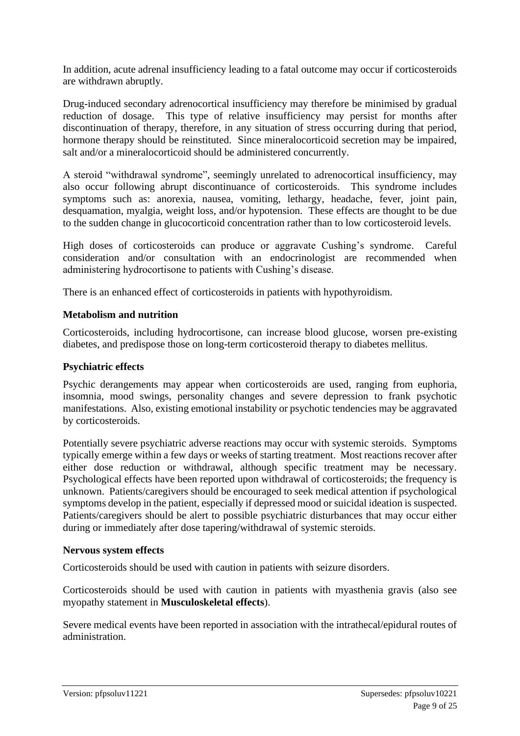In addition, acute adrenal insufficiency leading to a fatal outcome may occur if corticosteroids are withdrawn abruptly.

Drug-induced secondary adrenocortical insufficiency may therefore be minimised by gradual reduction of dosage. This type of relative insufficiency may persist for months after discontinuation of therapy, therefore, in any situation of stress occurring during that period, hormone therapy should be reinstituted. Since mineralocorticoid secretion may be impaired, salt and/or a mineralocorticoid should be administered concurrently.

A steroid "withdrawal syndrome", seemingly unrelated to adrenocortical insufficiency, may also occur following abrupt discontinuance of corticosteroids. This syndrome includes symptoms such as: anorexia, nausea, vomiting, lethargy, headache, fever, joint pain, desquamation, myalgia, weight loss, and/or hypotension. These effects are thought to be due to the sudden change in glucocorticoid concentration rather than to low corticosteroid levels.

High doses of corticosteroids can produce or aggravate Cushing's syndrome. Careful consideration and/or consultation with an endocrinologist are recommended when administering hydrocortisone to patients with Cushing's disease.

There is an enhanced effect of corticosteroids in patients with hypothyroidism.

**Metabolism and nutrition**

Corticosteroids, including hydrocortisone, can increase blood glucose, worsen pre-existing diabetes, and predispose those on long-term corticosteroid therapy to diabetes mellitus.

**Psychiatric effects**

Psychic derangements may appear when corticosteroids are used, ranging from euphoria, insomnia, mood swings, personality changes and severe depression to frank psychotic manifestations. Also, existing emotional instability or psychotic tendencies may be aggravated by corticosteroids.

Potentially severe psychiatric adverse reactions may occur with systemic steroids. Symptoms typically emerge within a few days or weeks of starting treatment. Most reactions recover after either dose reduction or withdrawal, although specific treatment may be necessary. Psychological effects have been reported upon withdrawal of corticosteroids; the frequency is unknown. Patients/caregivers should be encouraged to seek medical attention if psychological symptoms develop in the patient, especially if depressed mood or suicidal ideation is suspected. Patients/caregivers should be alert to possible psychiatric disturbances that may occur either during or immediately after dose tapering/withdrawal of systemic steroids.

**Nervous system effects**

Corticosteroids should be used with caution in patients with seizure disorders.

Corticosteroids should be used with caution in patients with myasthenia gravis (also see myopathy statement in **Musculoskeletal effects**).

Severe medical events have been reported in association with the intrathecal/epidural routes of administration.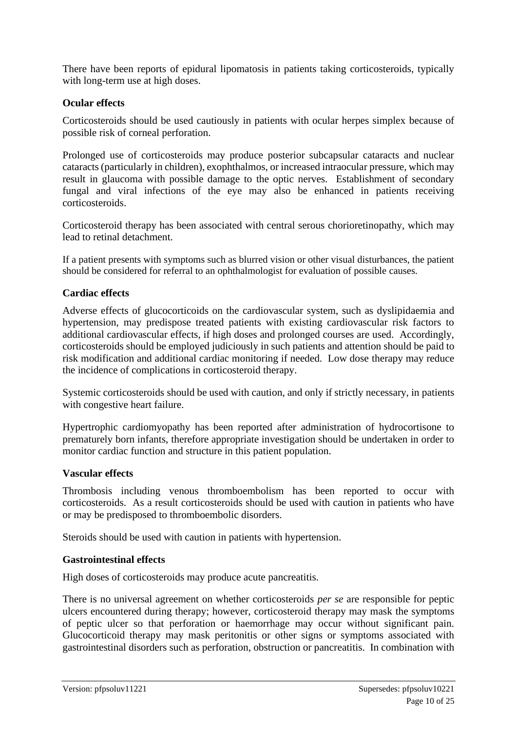There have been reports of epidural lipomatosis in patients taking corticosteroids, typically with long-term use at high doses.

**Ocular effects**

Corticosteroids should be used cautiously in patients with ocular herpes simplex because of possible risk of corneal perforation.

Prolonged use of corticosteroids may produce posterior subcapsular cataracts and nuclear cataracts (particularly in children), exophthalmos, or increased intraocular pressure, which may result in glaucoma with possible damage to the optic nerves. Establishment of secondary fungal and viral infections of the eye may also be enhanced in patients receiving corticosteroids.

Corticosteroid therapy has been associated with central serous chorioretinopathy, which may lead to retinal detachment.

If a patient presents with symptoms such as blurred vision or other visual disturbances, the patient should be considered for referral to an ophthalmologist for evaluation of possible causes.

**Cardiac effects**

Adverse effects of glucocorticoids on the cardiovascular system, such as dyslipidaemia and hypertension, may predispose treated patients with existing cardiovascular risk factors to additional cardiovascular effects, if high doses and prolonged courses are used. Accordingly, corticosteroids should be employed judiciously in such patients and attention should be paid to risk modification and additional cardiac monitoring if needed. Low dose therapy may reduce the incidence of complications in corticosteroid therapy.

Systemic corticosteroids should be used with caution, and only if strictly necessary, in patients with congestive heart failure.

Hypertrophic cardiomyopathy has been reported after administration of hydrocortisone to prematurely born infants, therefore appropriate investigation should be undertaken in order to monitor cardiac function and structure in this patient population.

**Vascular effects**

Thrombosis including venous thromboembolism has been reported to occur with corticosteroids. As a result corticosteroids should be used with caution in patients who have or may be predisposed to thromboembolic disorders.

Steroids should be used with caution in patients with hypertension.

**Gastrointestinal effects**

High doses of corticosteroids may produce acute pancreatitis.

There is no universal agreement on whether corticosteroids *per se* are responsible for peptic ulcers encountered during therapy; however, corticosteroid therapy may mask the symptoms of peptic ulcer so that perforation or haemorrhage may occur without significant pain. Glucocorticoid therapy may mask peritonitis or other signs or symptoms associated with gastrointestinal disorders such as perforation, obstruction or pancreatitis. In combination with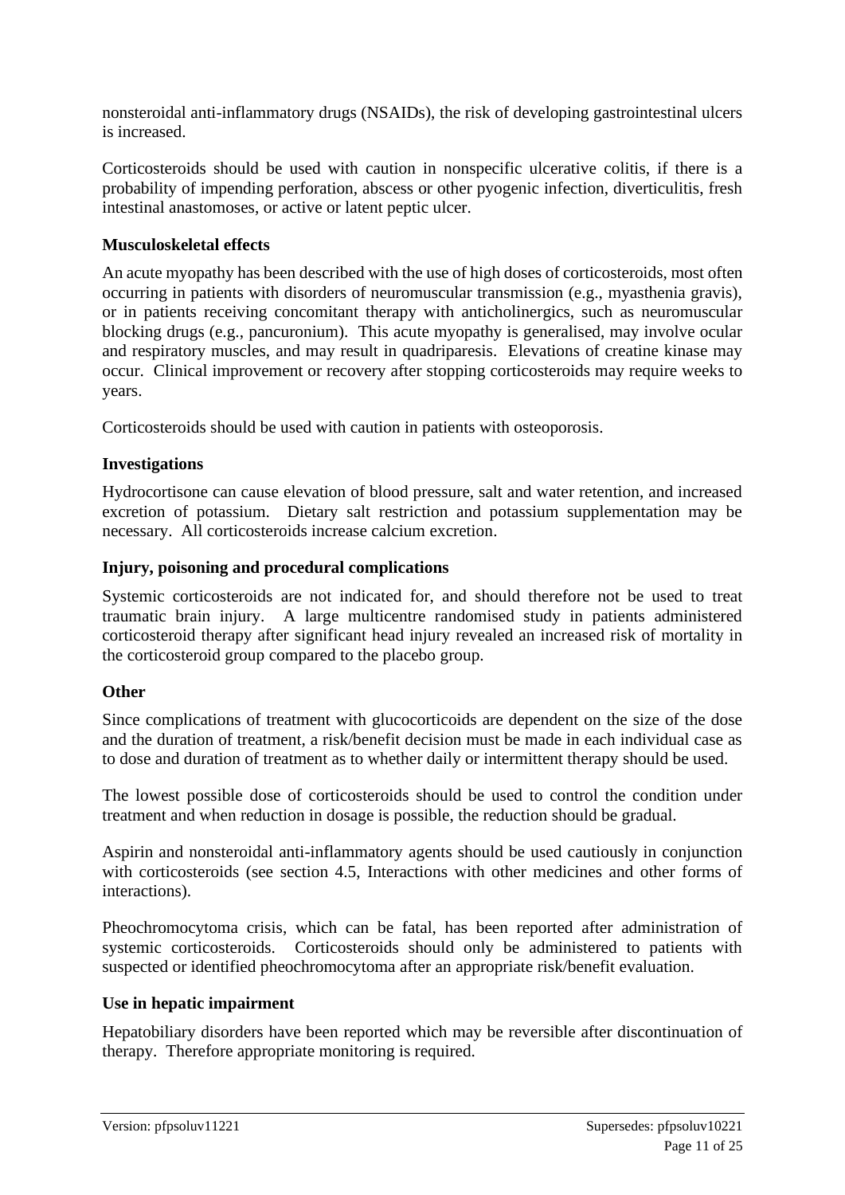nonsteroidal anti-inflammatory drugs (NSAIDs), the risk of developing gastrointestinal ulcers is increased.

Corticosteroids should be used with caution in nonspecific ulcerative colitis, if there is a probability of impending perforation, abscess or other pyogenic infection, diverticulitis, fresh intestinal anastomoses, or active or latent peptic ulcer.

**Musculoskeletal effects**

An acute myopathy has been described with the use of high doses of corticosteroids, most often occurring in patients with disorders of neuromuscular transmission (e.g., myasthenia gravis), or in patients receiving concomitant therapy with anticholinergics, such as neuromuscular blocking drugs (e.g., pancuronium). This acute myopathy is generalised, may involve ocular and respiratory muscles, and may result in quadriparesis. Elevations of creatine kinase may occur. Clinical improvement or recovery after stopping corticosteroids may require weeks to years.

Corticosteroids should be used with caution in patients with osteoporosis.

**Investigations**

Hydrocortisone can cause elevation of blood pressure, salt and water retention, and increased excretion of potassium. Dietary salt restriction and potassium supplementation may be necessary. All corticosteroids increase calcium excretion.

**Injury, poisoning and procedural complications**

Systemic corticosteroids are not indicated for, and should therefore not be used to treat traumatic brain injury. A large multicentre randomised study in patients administered corticosteroid therapy after significant head injury revealed an increased risk of mortality in the corticosteroid group compared to the placebo group.

**Other**

Since complications of treatment with glucocorticoids are dependent on the size of the dose and the duration of treatment, a risk/benefit decision must be made in each individual case as to dose and duration of treatment as to whether daily or intermittent therapy should be used.

The lowest possible dose of corticosteroids should be used to control the condition under treatment and when reduction in dosage is possible, the reduction should be gradual.

Aspirin and nonsteroidal anti-inflammatory agents should be used cautiously in conjunction with corticosteroids (see section 4.5, Interactions with other medicines and other forms of interactions).

Pheochromocytoma crisis, which can be fatal, has been reported after administration of systemic corticosteroids. Corticosteroids should only be administered to patients with suspected or identified pheochromocytoma after an appropriate risk/benefit evaluation.

**Use in hepatic impairment**

Hepatobiliary disorders have been reported which may be reversible after discontinuation of therapy. Therefore appropriate monitoring is required.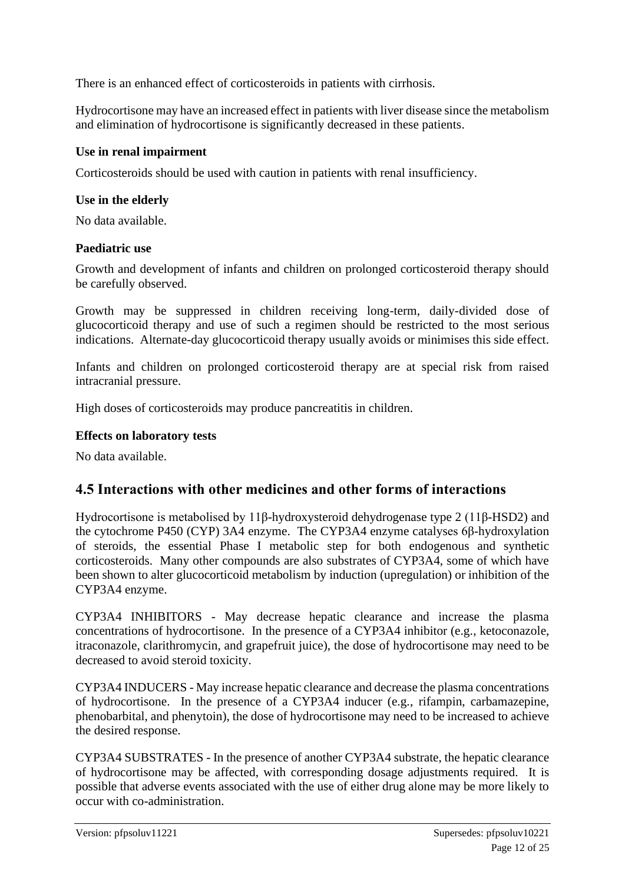There is an enhanced effect of corticosteroids in patients with cirrhosis.

Hydrocortisone may have an increased effect in patients with liver disease since the metabolism and elimination of hydrocortisone is significantly decreased in these patients.

**Use in renal impairment**

Corticosteroids should be used with caution in patients with renal insufficiency.

**Use in the elderly**

No data available.

**Paediatric use**

Growth and development of infants and children on prolonged corticosteroid therapy should be carefully observed.

Growth may be suppressed in children receiving long-term, daily-divided dose of glucocorticoid therapy and use of such a regimen should be restricted to the most serious indications. Alternate-day glucocorticoid therapy usually avoids or minimises this side effect.

Infants and children on prolonged corticosteroid therapy are at special risk from raised intracranial pressure.

High doses of corticosteroids may produce pancreatitis in children.

**Effects on laboratory tests**

No data available.

## 4.5 Interactions with other medicines and other forms of interactions

Hydrocortisone is metabolised by 11β-hydroxysteroid dehydrogenase type 2 (11β-HSD2) and the cytochrome P450 (CYP) 3A4 enzyme. The CYP3A4 enzyme catalyses 6β-hydroxylation of steroids, the essential Phase I metabolic step for both endogenous and synthetic corticosteroids. Many other compounds are also substrates of CYP3A4, some of which have been shown to alter glucocorticoid metabolism by induction (upregulation) or inhibition of the CYP3A4 enzyme.

CYP3A4 INHIBITORS - May decrease hepatic clearance and increase the plasma concentrations of hydrocortisone. In the presence of a CYP3A4 inhibitor (e.g., ketoconazole, itraconazole, clarithromycin, and grapefruit juice), the dose of hydrocortisone may need to be decreased to avoid steroid toxicity.

CYP3A4 INDUCERS - May increase hepatic clearance and decrease the plasma concentrations of hydrocortisone. In the presence of a CYP3A4 inducer (e.g., rifampin, carbamazepine, phenobarbital, and phenytoin), the dose of hydrocortisone may need to be increased to achieve the desired response.

CYP3A4 SUBSTRATES - In the presence of another CYP3A4 substrate, the hepatic clearance of hydrocortisone may be affected, with corresponding dosage adjustments required. It is possible that adverse events associated with the use of either drug alone may be more likely to occur with co-administration.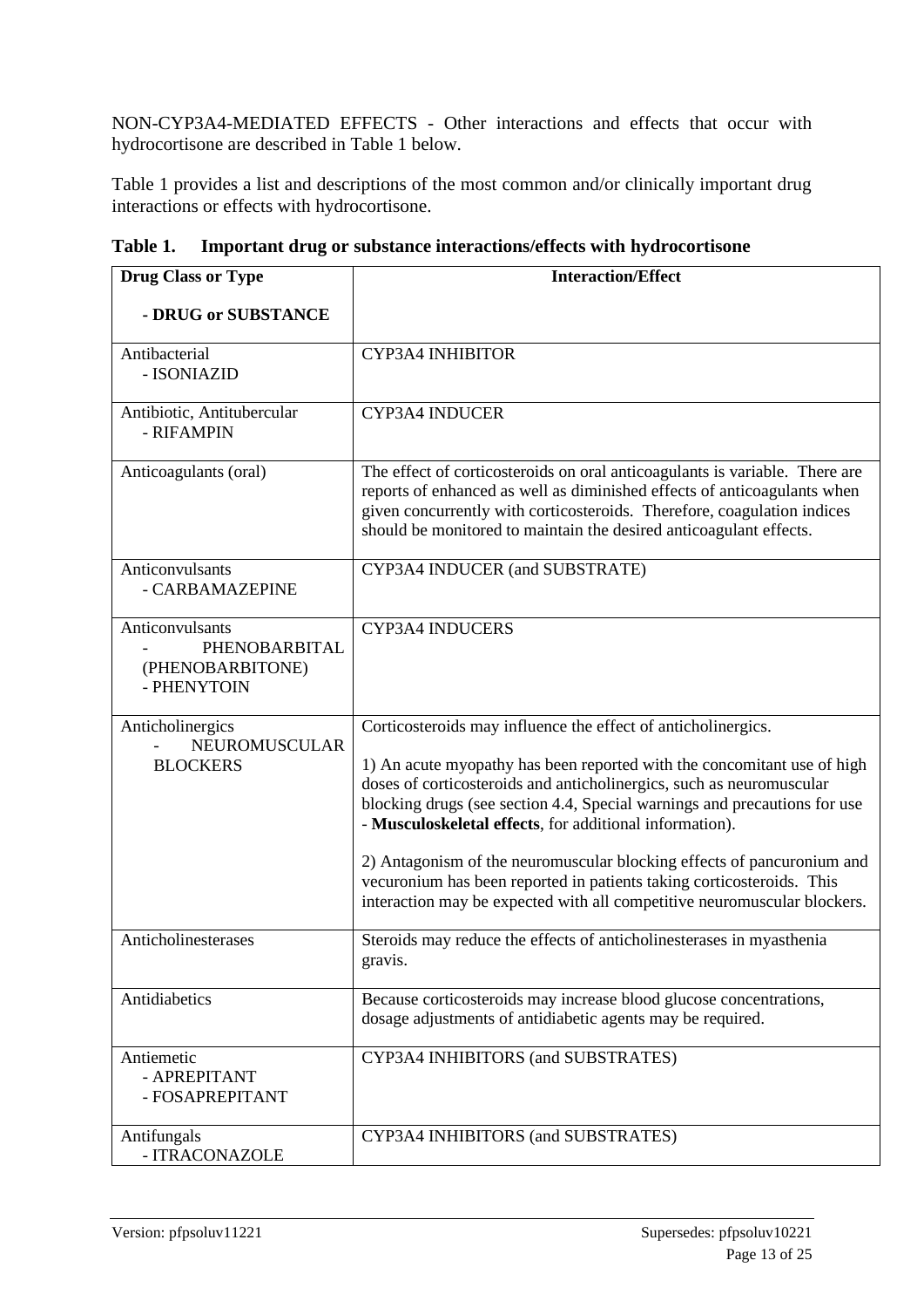NON-CYP3A4-MEDIATED EFFECTS - Other interactions and effects that occur with hydrocortisone are described in Table 1 below.

Table 1 provides a list and descriptions of the most common and/or clinically important drug interactions or effects with hydrocortisone.

**Table 1. Important drug or substance interactions/effects with hydrocortisone**

| **Drug Class or Type**<br><br>**- DRUG or SUBSTANCE** | **Interaction/Effect** |
|---|---|
| Antibacterial<br>- ISONIAZID | CYP3A4 INHIBITOR |
| Antibiotic, Antitubercular<br>- RIFAMPIN | CYP3A4 INDUCER |
| Anticoagulants (oral) | The effect of corticosteroids on oral anticoagulants is variable. There are reports of enhanced as well as diminished effects of anticoagulants when given concurrently with corticosteroids. Therefore, coagulation indices should be monitored to maintain the desired anticoagulant effects. |
| Anticonvulsants<br>- CARBAMAZEPINE | CYP3A4 INDUCER (and SUBSTRATE) |
| Anticonvulsants<br>- PHENOBARBITAL (PHENOBARBITONE)<br>- PHENYTOIN | CYP3A4 INDUCERS |
| Anticholinergics<br>- NEUROMUSCULAR BLOCKERS | Corticosteroids may influence the effect of anticholinergics.<br><br>1) An acute myopathy has been reported with the concomitant use of high doses of corticosteroids and anticholinergics, such as neuromuscular blocking drugs (see section 4.4, Special warnings and precautions for use - **Musculoskeletal effects**, for additional information).<br><br>2) Antagonism of the neuromuscular blocking effects of pancuronium and vecuronium has been reported in patients taking corticosteroids. This interaction may be expected with all competitive neuromuscular blockers. |
| Anticholinesterases | Steroids may reduce the effects of anticholinesterases in myasthenia gravis. |
| Antidiabetics | Because corticosteroids may increase blood glucose concentrations, dosage adjustments of antidiabetic agents may be required. |
| Antiemetic<br>- APREPITANT<br>- FOSAPREPITANT | CYP3A4 INHIBITORS (and SUBSTRATES) |
| Antifungals<br>- ITRACONAZOLE | CYP3A4 INHIBITORS (and SUBSTRATES) |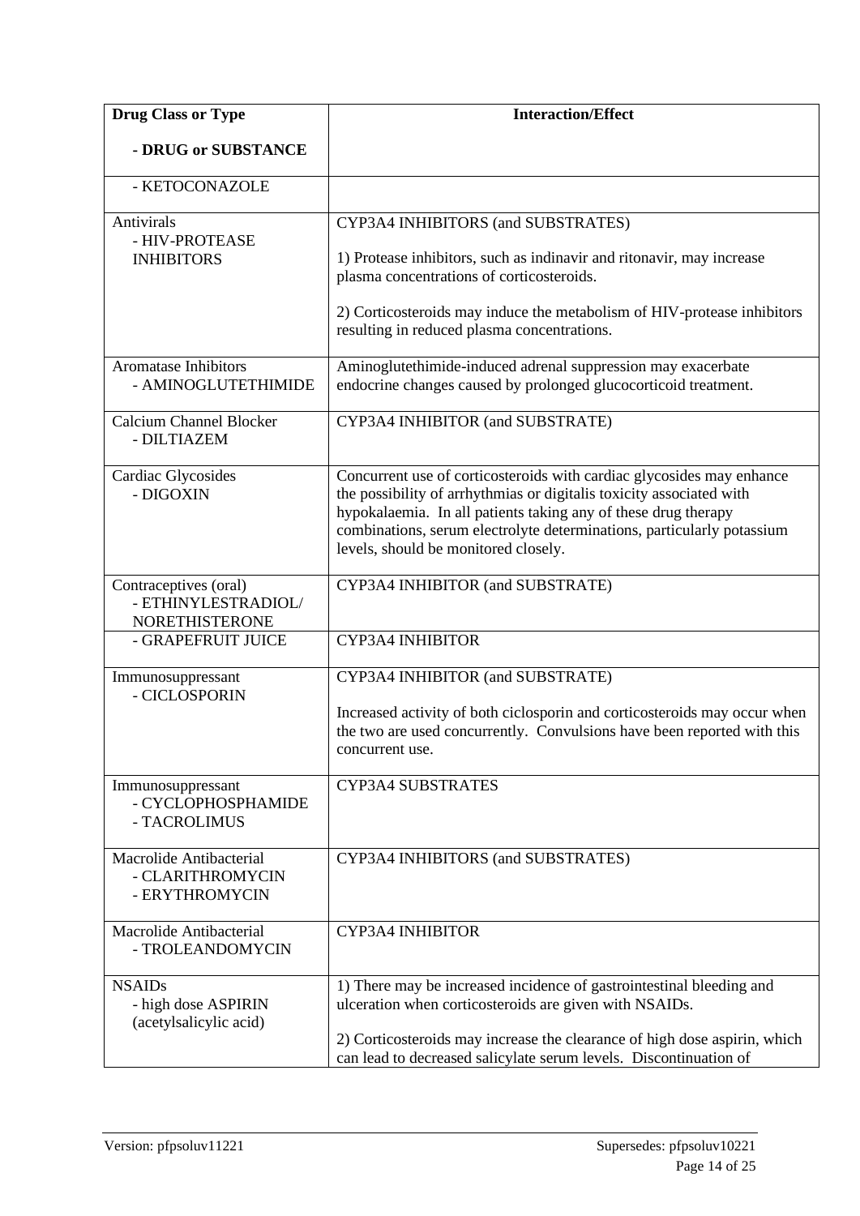| **Drug Class or Type**<br><br>**- DRUG or SUBSTANCE** | **Interaction/Effect** |
|---|---|
| - KETOCONAZOLE | |
| Antivirals<br>- HIV-PROTEASE INHIBITORS | CYP3A4 INHIBITORS (and SUBSTRATES)<br><br>1) Protease inhibitors, such as indinavir and ritonavir, may increase plasma concentrations of corticosteroids.<br><br>2) Corticosteroids may induce the metabolism of HIV-protease inhibitors resulting in reduced plasma concentrations. |
| Aromatase Inhibitors<br>- AMINOGLUTETHIMIDE | Aminoglutethimide-induced adrenal suppression may exacerbate endocrine changes caused by prolonged glucocorticoid treatment. |
| Calcium Channel Blocker<br>- DILTIAZEM | CYP3A4 INHIBITOR (and SUBSTRATE) |
| Cardiac Glycosides<br>- DIGOXIN | Concurrent use of corticosteroids with cardiac glycosides may enhance the possibility of arrhythmias or digitalis toxicity associated with hypokalaemia. In all patients taking any of these drug therapy combinations, serum electrolyte determinations, particularly potassium levels, should be monitored closely. |
| Contraceptives (oral)<br>- ETHINYLESTRADIOL/ NORETHISTERONE | CYP3A4 INHIBITOR (and SUBSTRATE) |
| - GRAPEFRUIT JUICE | CYP3A4 INHIBITOR |
| Immunosuppressant<br>- CICLOSPORIN | CYP3A4 INHIBITOR (and SUBSTRATE)<br><br>Increased activity of both ciclosporin and corticosteroids may occur when the two are used concurrently. Convulsions have been reported with this concurrent use. |
| Immunosuppressant<br>- CYCLOPHOSPHAMIDE<br>- TACROLIMUS | CYP3A4 SUBSTRATES |
| Macrolide Antibacterial<br>- CLARITHROMYCIN<br>- ERYTHROMYCIN | CYP3A4 INHIBITORS (and SUBSTRATES) |
| Macrolide Antibacterial<br>- TROLEANDOMYCIN | CYP3A4 INHIBITOR |
| NSAIDs<br>- high dose ASPIRIN (acetylsalicylic acid) | 1) There may be increased incidence of gastrointestinal bleeding and ulceration when corticosteroids are given with NSAIDs.<br><br>2) Corticosteroids may increase the clearance of high dose aspirin, which can lead to decreased salicylate serum levels. Discontinuation of |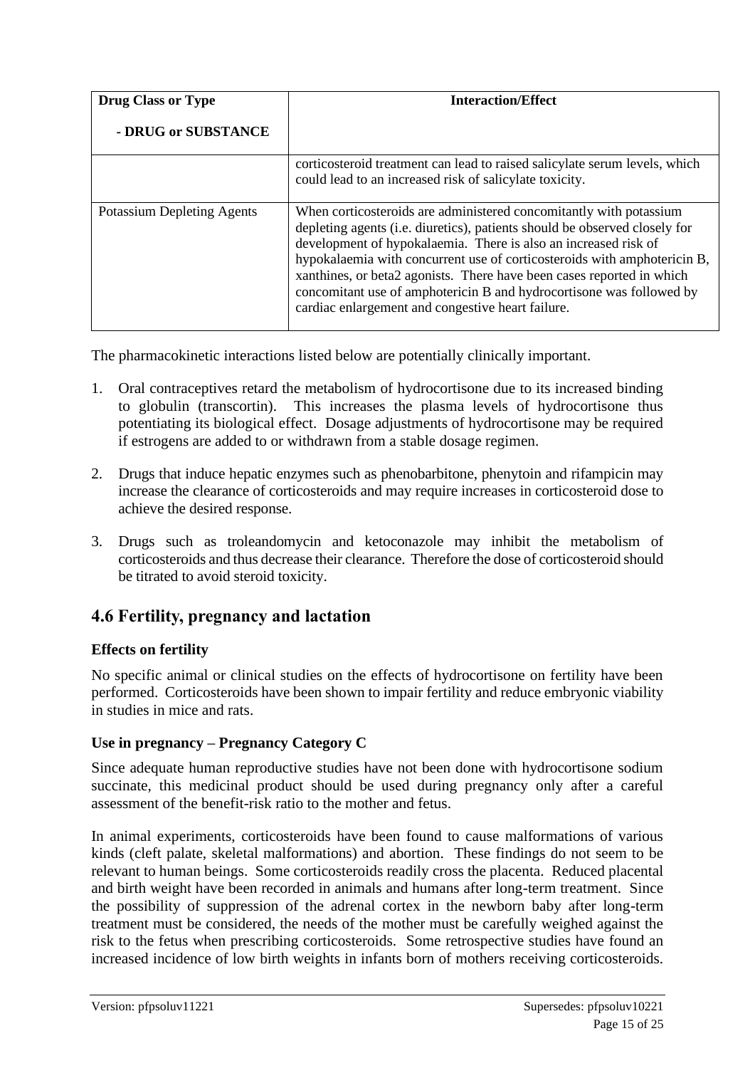| Drug Class or Type<br><br>- DRUG or SUBSTANCE | Interaction/Effect |
|---|---|
| | corticosteroid treatment can lead to raised salicylate serum levels, which could lead to an increased risk of salicylate toxicity. |
| Potassium Depleting Agents | When corticosteroids are administered concomitantly with potassium depleting agents (i.e. diuretics), patients should be observed closely for development of hypokalaemia. There is also an increased risk of hypokalaemia with concurrent use of corticosteroids with amphotericin B, xanthines, or beta2 agonists. There have been cases reported in which concomitant use of amphotericin B and hydrocortisone was followed by cardiac enlargement and congestive heart failure. |

The pharmacokinetic interactions listed below are potentially clinically important.

1. Oral contraceptives retard the metabolism of hydrocortisone due to its increased binding to globulin (transcortin). This increases the plasma levels of hydrocortisone thus potentiating its biological effect. Dosage adjustments of hydrocortisone may be required if estrogens are added to or withdrawn from a stable dosage regimen.

2. Drugs that induce hepatic enzymes such as phenobarbitone, phenytoin and rifampicin may increase the clearance of corticosteroids and may require increases in corticosteroid dose to achieve the desired response.

3. Drugs such as troleandomycin and ketoconazole may inhibit the metabolism of corticosteroids and thus decrease their clearance. Therefore the dose of corticosteroid should be titrated to avoid steroid toxicity.

## 4.6 Fertility, pregnancy and lactation

**Effects on fertility**

No specific animal or clinical studies on the effects of hydrocortisone on fertility have been performed. Corticosteroids have been shown to impair fertility and reduce embryonic viability in studies in mice and rats.

**Use in pregnancy – Pregnancy Category C**

Since adequate human reproductive studies have not been done with hydrocortisone sodium succinate, this medicinal product should be used during pregnancy only after a careful assessment of the benefit-risk ratio to the mother and fetus.

In animal experiments, corticosteroids have been found to cause malformations of various kinds (cleft palate, skeletal malformations) and abortion. These findings do not seem to be relevant to human beings. Some corticosteroids readily cross the placenta. Reduced placental and birth weight have been recorded in animals and humans after long-term treatment. Since the possibility of suppression of the adrenal cortex in the newborn baby after long-term treatment must be considered, the needs of the mother must be carefully weighed against the risk to the fetus when prescribing corticosteroids. Some retrospective studies have found an increased incidence of low birth weights in infants born of mothers receiving corticosteroids.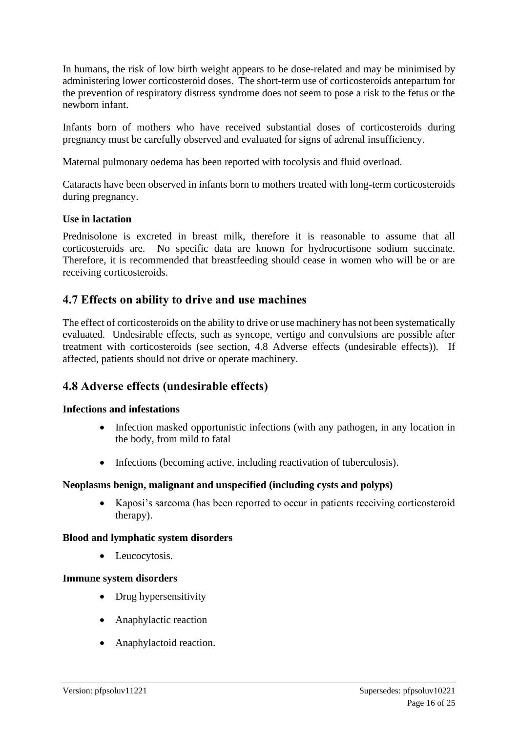In humans, the risk of low birth weight appears to be dose-related and may be minimised by administering lower corticosteroid doses. The short-term use of corticosteroids antepartum for the prevention of respiratory distress syndrome does not seem to pose a risk to the fetus or the newborn infant.

Infants born of mothers who have received substantial doses of corticosteroids during pregnancy must be carefully observed and evaluated for signs of adrenal insufficiency.

Maternal pulmonary oedema has been reported with tocolysis and fluid overload.

Cataracts have been observed in infants born to mothers treated with long-term corticosteroids during pregnancy.

**Use in lactation**

Prednisolone is excreted in breast milk, therefore it is reasonable to assume that all corticosteroids are. No specific data are known for hydrocortisone sodium succinate. Therefore, it is recommended that breastfeeding should cease in women who will be or are receiving corticosteroids.

## 4.7 Effects on ability to drive and use machines

The effect of corticosteroids on the ability to drive or use machinery has not been systematically evaluated. Undesirable effects, such as syncope, vertigo and convulsions are possible after treatment with corticosteroids (see section, 4.8 Adverse effects (undesirable effects)). If affected, patients should not drive or operate machinery.

## 4.8 Adverse effects (undesirable effects)

**Infections and infestations**

- Infection masked opportunistic infections (with any pathogen, in any location in the body, from mild to fatal
- Infections (becoming active, including reactivation of tuberculosis).

**Neoplasms benign, malignant and unspecified (including cysts and polyps)**

- Kaposi's sarcoma (has been reported to occur in patients receiving corticosteroid therapy).

**Blood and lymphatic system disorders**

- Leucocytosis.

**Immune system disorders**

- Drug hypersensitivity
- Anaphylactic reaction
- Anaphylactoid reaction.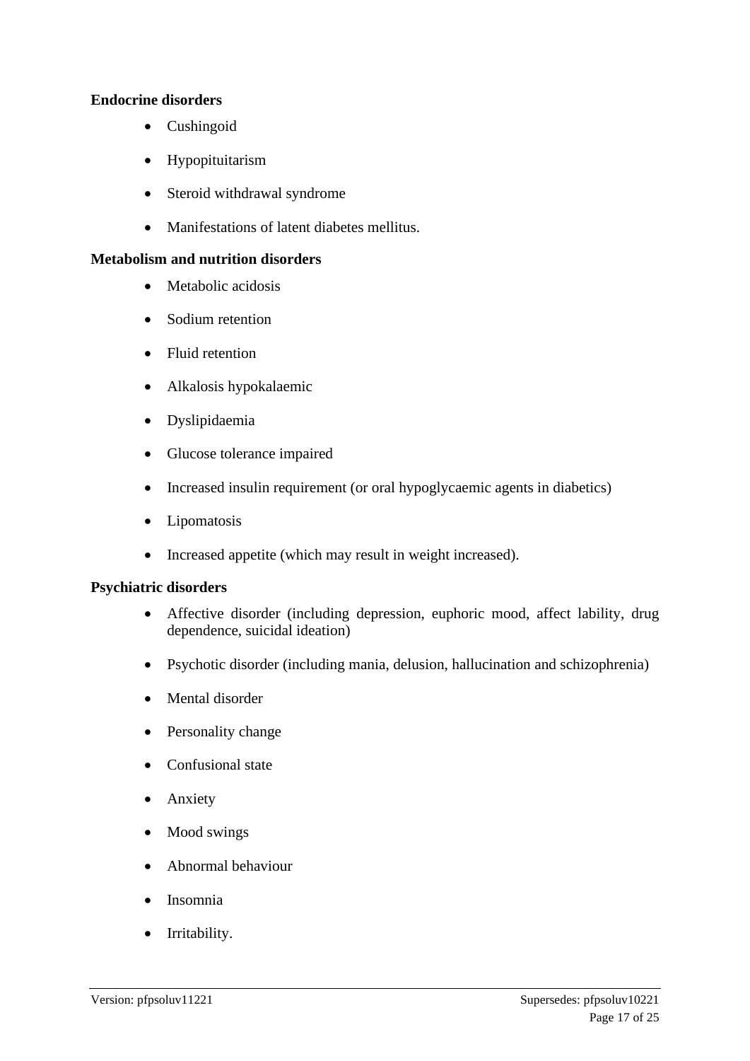**Endocrine disorders**

- Cushingoid
- Hypopituitarism
- Steroid withdrawal syndrome
- Manifestations of latent diabetes mellitus.

**Metabolism and nutrition disorders**

- Metabolic acidosis
- Sodium retention
- Fluid retention
- Alkalosis hypokalaemic
- Dyslipidaemia
- Glucose tolerance impaired
- Increased insulin requirement (or oral hypoglycaemic agents in diabetics)
- Lipomatosis
- Increased appetite (which may result in weight increased).

**Psychiatric disorders**

- Affective disorder (including depression, euphoric mood, affect lability, drug dependence, suicidal ideation)
- Psychotic disorder (including mania, delusion, hallucination and schizophrenia)
- Mental disorder
- Personality change
- Confusional state
- Anxiety
- Mood swings
- Abnormal behaviour
- Insomnia
- Irritability.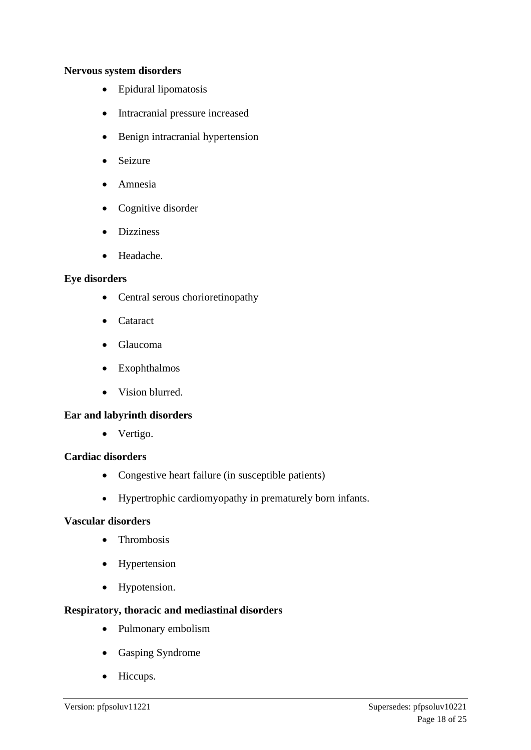**Nervous system disorders**

- Epidural lipomatosis
- Intracranial pressure increased
- Benign intracranial hypertension
- Seizure
- Amnesia
- Cognitive disorder
- Dizziness
- Headache.

**Eye disorders**

- Central serous chorioretinopathy
- Cataract
- Glaucoma
- Exophthalmos
- Vision blurred.

**Ear and labyrinth disorders**

- Vertigo.

**Cardiac disorders**

- Congestive heart failure (in susceptible patients)
- Hypertrophic cardiomyopathy in prematurely born infants.

**Vascular disorders**

- Thrombosis
- Hypertension
- Hypotension.

**Respiratory, thoracic and mediastinal disorders**

- Pulmonary embolism
- Gasping Syndrome
- Hiccups.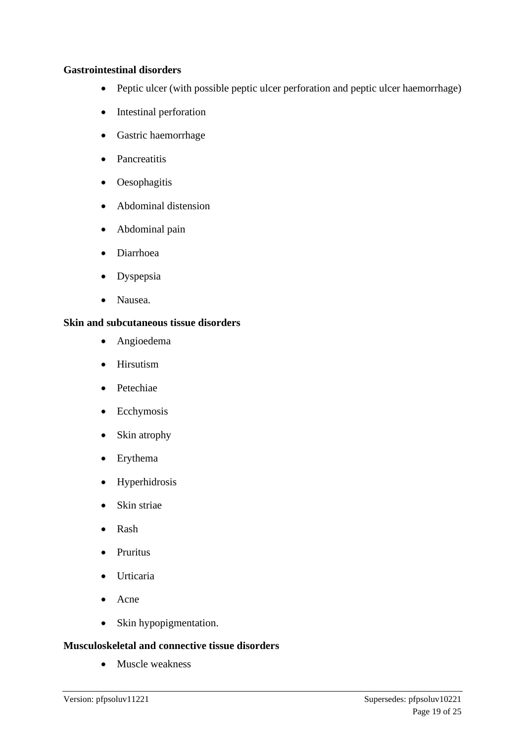**Gastrointestinal disorders**

- Peptic ulcer (with possible peptic ulcer perforation and peptic ulcer haemorrhage)
- Intestinal perforation
- Gastric haemorrhage
- Pancreatitis
- Oesophagitis
- Abdominal distension
- Abdominal pain
- Diarrhoea
- Dyspepsia
- Nausea.

**Skin and subcutaneous tissue disorders**

- Angioedema
- Hirsutism
- Petechiae
- Ecchymosis
- Skin atrophy
- Erythema
- Hyperhidrosis
- Skin striae
- Rash
- Pruritus
- Urticaria
- Acne
- Skin hypopigmentation.

**Musculoskeletal and connective tissue disorders**

- Muscle weakness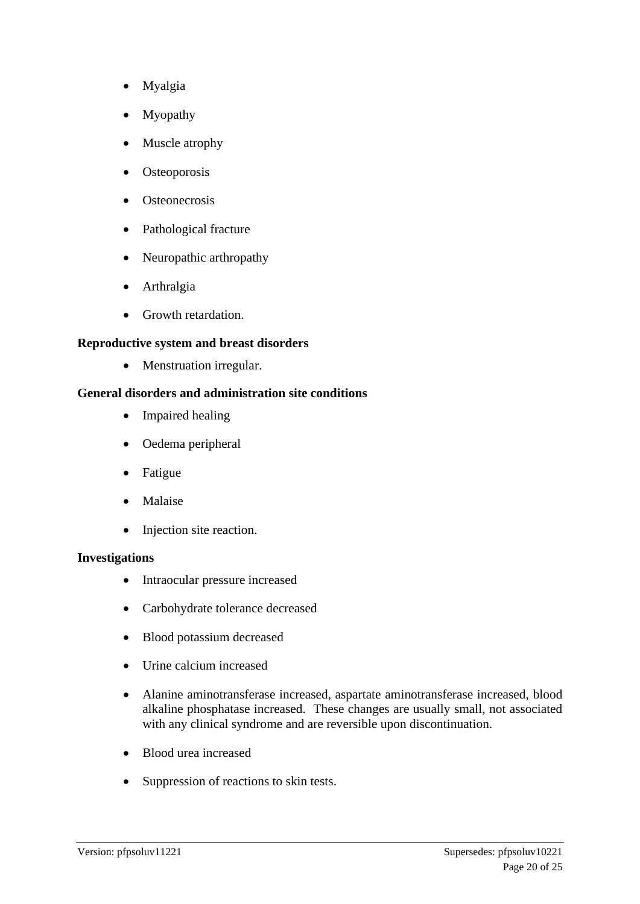- Myalgia
- Myopathy
- Muscle atrophy
- Osteoporosis
- Osteonecrosis
- Pathological fracture
- Neuropathic arthropathy
- Arthralgia
- Growth retardation.

**Reproductive system and breast disorders**

- Menstruation irregular.

**General disorders and administration site conditions**

- Impaired healing
- Oedema peripheral
- Fatigue
- Malaise
- Injection site reaction.

**Investigations**

- Intraocular pressure increased
- Carbohydrate tolerance decreased
- Blood potassium decreased
- Urine calcium increased
- Alanine aminotransferase increased, aspartate aminotransferase increased, blood alkaline phosphatase increased. These changes are usually small, not associated with any clinical syndrome and are reversible upon discontinuation.
- Blood urea increased
- Suppression of reactions to skin tests.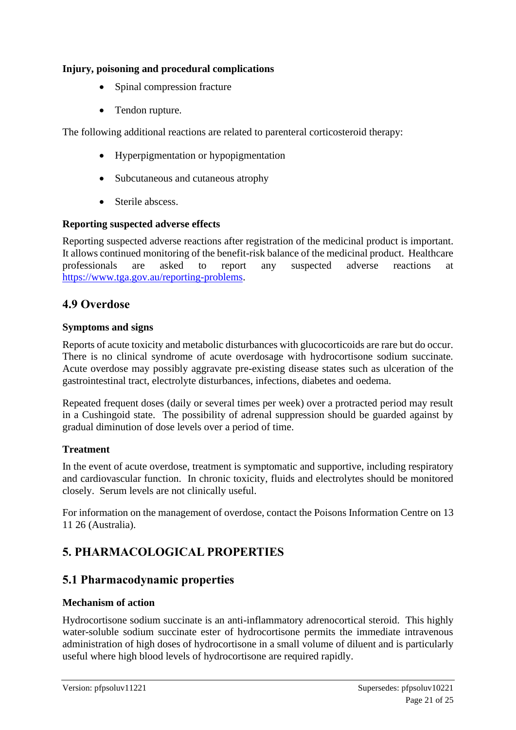**Injury, poisoning and procedural complications**

- Spinal compression fracture
- Tendon rupture.

The following additional reactions are related to parenteral corticosteroid therapy:

- Hyperpigmentation or hypopigmentation
- Subcutaneous and cutaneous atrophy
- Sterile abscess.

**Reporting suspected adverse effects**

Reporting suspected adverse reactions after registration of the medicinal product is important. It allows continued monitoring of the benefit-risk balance of the medicinal product. Healthcare professionals are asked to report any suspected adverse reactions at https://www.tga.gov.au/reporting-problems.

## 4.9 Overdose

**Symptoms and signs**

Reports of acute toxicity and metabolic disturbances with glucocorticoids are rare but do occur. There is no clinical syndrome of acute overdosage with hydrocortisone sodium succinate. Acute overdose may possibly aggravate pre-existing disease states such as ulceration of the gastrointestinal tract, electrolyte disturbances, infections, diabetes and oedema.

Repeated frequent doses (daily or several times per week) over a protracted period may result in a Cushingoid state. The possibility of adrenal suppression should be guarded against by gradual diminution of dose levels over a period of time.

**Treatment**

In the event of acute overdose, treatment is symptomatic and supportive, including respiratory and cardiovascular function. In chronic toxicity, fluids and electrolytes should be monitored closely. Serum levels are not clinically useful.

For information on the management of overdose, contact the Poisons Information Centre on 13 11 26 (Australia).

# 5. PHARMACOLOGICAL PROPERTIES

## 5.1 Pharmacodynamic properties

**Mechanism of action**

Hydrocortisone sodium succinate is an anti-inflammatory adrenocortical steroid. This highly water-soluble sodium succinate ester of hydrocortisone permits the immediate intravenous administration of high doses of hydrocortisone in a small volume of diluent and is particularly useful where high blood levels of hydrocortisone are required rapidly.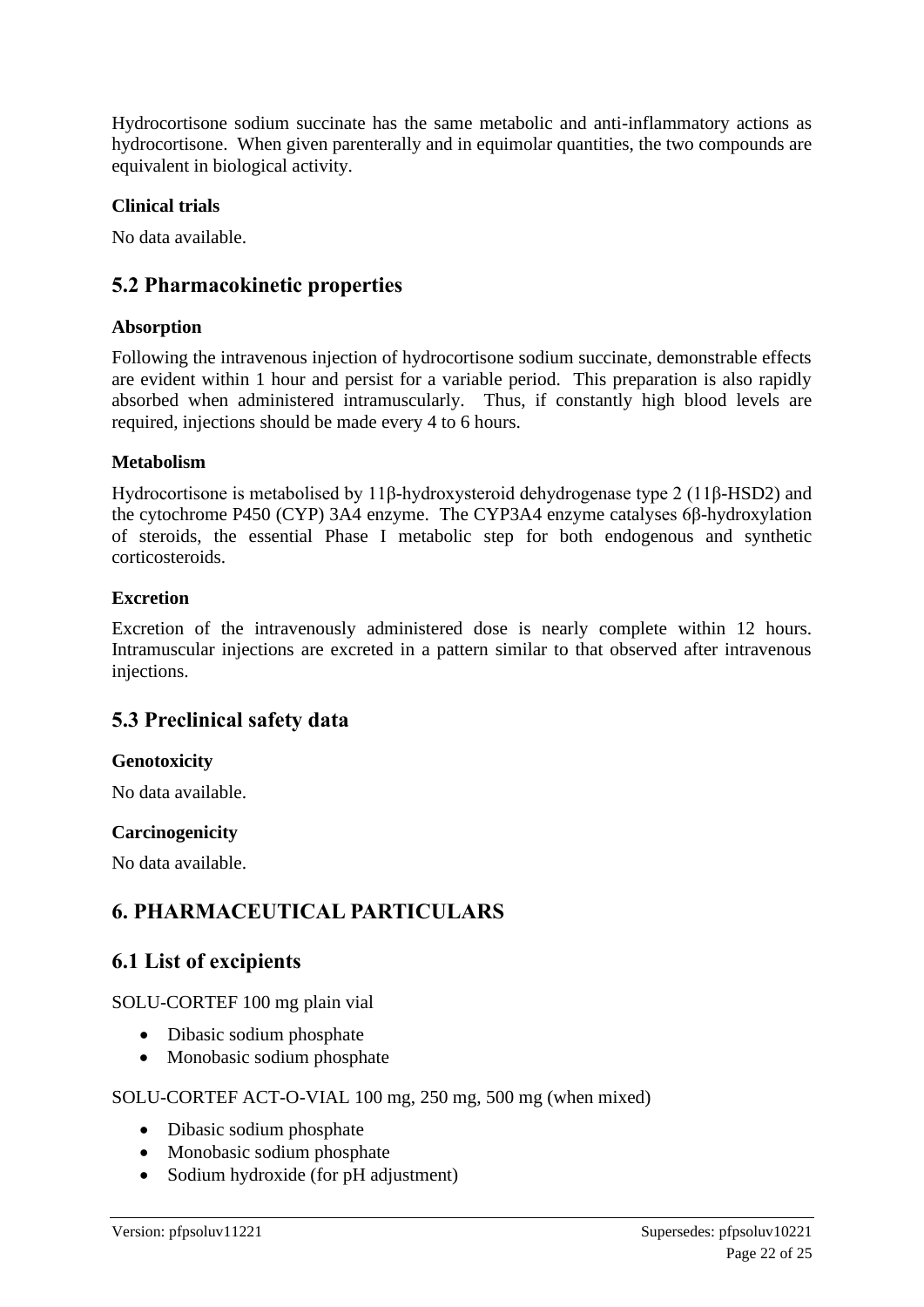Hydrocortisone sodium succinate has the same metabolic and anti-inflammatory actions as hydrocortisone. When given parenterally and in equimolar quantities, the two compounds are equivalent in biological activity.

**Clinical trials**

No data available.

## 5.2 Pharmacokinetic properties

**Absorption**

Following the intravenous injection of hydrocortisone sodium succinate, demonstrable effects are evident within 1 hour and persist for a variable period. This preparation is also rapidly absorbed when administered intramuscularly. Thus, if constantly high blood levels are required, injections should be made every 4 to 6 hours.

**Metabolism**

Hydrocortisone is metabolised by 11β-hydroxysteroid dehydrogenase type 2 (11β-HSD2) and the cytochrome P450 (CYP) 3A4 enzyme. The CYP3A4 enzyme catalyses 6β-hydroxylation of steroids, the essential Phase I metabolic step for both endogenous and synthetic corticosteroids.

**Excretion**

Excretion of the intravenously administered dose is nearly complete within 12 hours. Intramuscular injections are excreted in a pattern similar to that observed after intravenous injections.

## 5.3 Preclinical safety data

**Genotoxicity**

No data available.

**Carcinogenicity**

No data available.

# 6. PHARMACEUTICAL PARTICULARS

## 6.1 List of excipients

SOLU-CORTEF 100 mg plain vial

- Dibasic sodium phosphate
- Monobasic sodium phosphate

SOLU-CORTEF ACT-O-VIAL 100 mg, 250 mg, 500 mg (when mixed)

- Dibasic sodium phosphate
- Monobasic sodium phosphate
- Sodium hydroxide (for pH adjustment)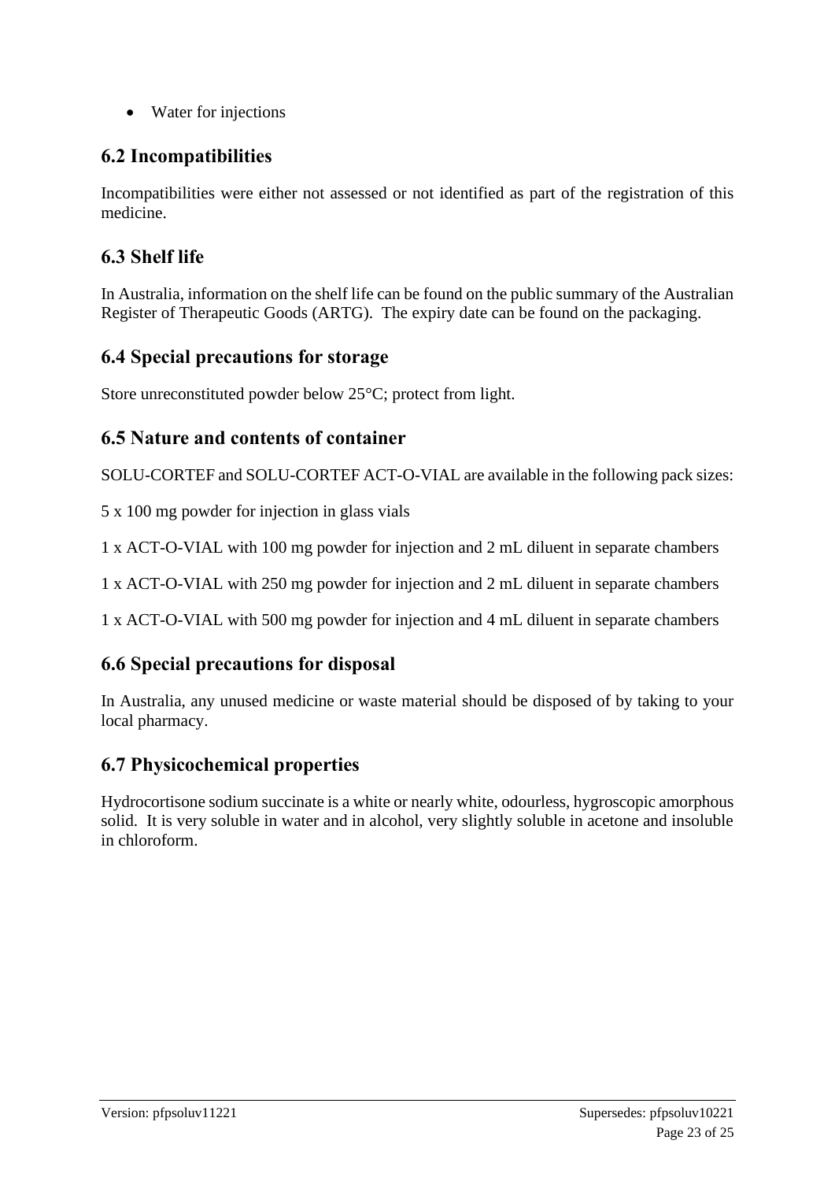- Water for injections

## 6.2 Incompatibilities

Incompatibilities were either not assessed or not identified as part of the registration of this medicine.

## 6.3 Shelf life

In Australia, information on the shelf life can be found on the public summary of the Australian Register of Therapeutic Goods (ARTG). The expiry date can be found on the packaging.

## 6.4 Special precautions for storage

Store unreconstituted powder below 25°C; protect from light.

## 6.5 Nature and contents of container

SOLU-CORTEF and SOLU-CORTEF ACT-O-VIAL are available in the following pack sizes:

5 x 100 mg powder for injection in glass vials

1 x ACT-O-VIAL with 100 mg powder for injection and 2 mL diluent in separate chambers

1 x ACT-O-VIAL with 250 mg powder for injection and 2 mL diluent in separate chambers

1 x ACT-O-VIAL with 500 mg powder for injection and 4 mL diluent in separate chambers

## 6.6 Special precautions for disposal

In Australia, any unused medicine or waste material should be disposed of by taking to your local pharmacy.

## 6.7 Physicochemical properties

Hydrocortisone sodium succinate is a white or nearly white, odourless, hygroscopic amorphous solid. It is very soluble in water and in alcohol, very slightly soluble in acetone and insoluble in chloroform.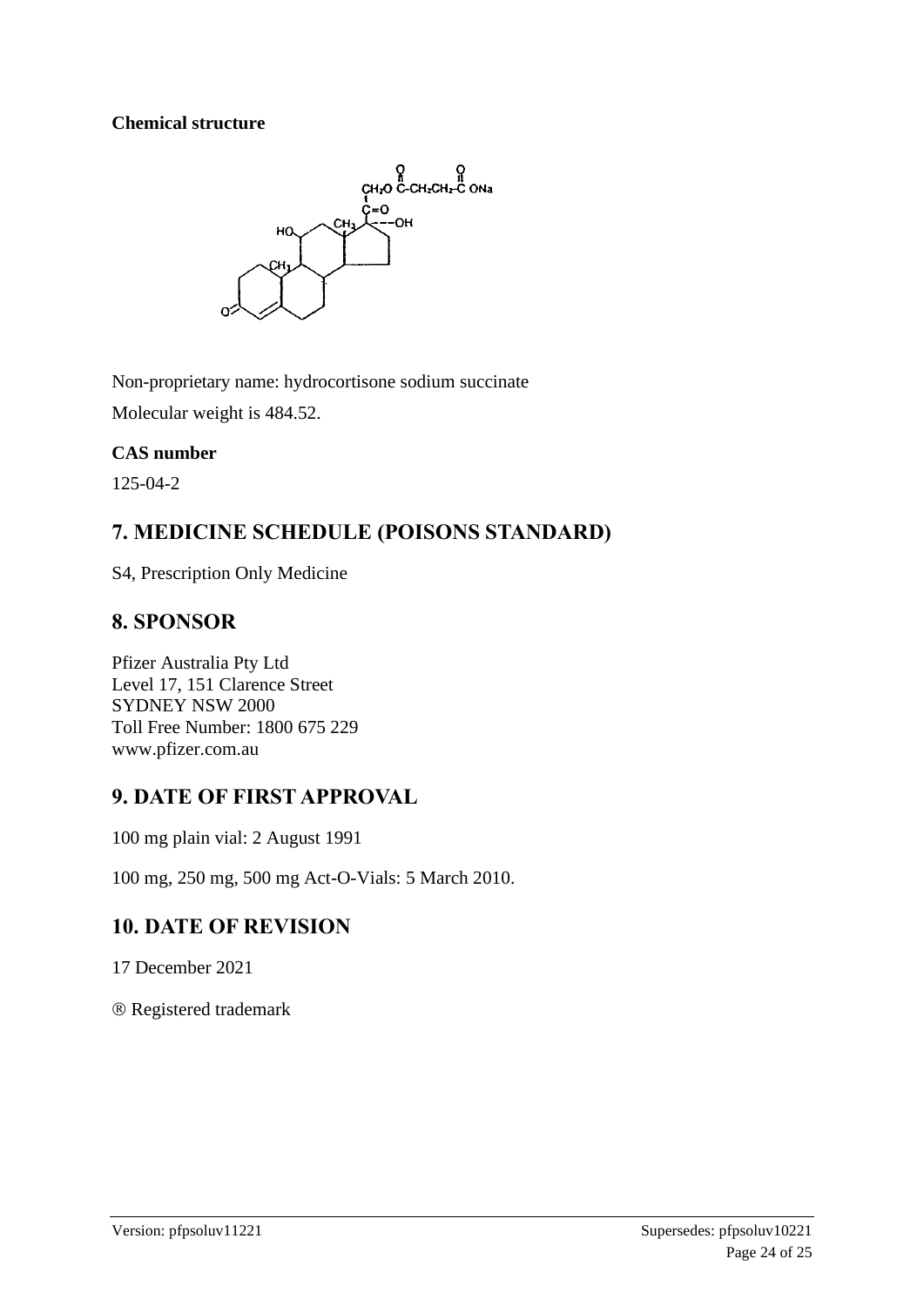**Chemical structure**

Non-proprietary name: hydrocortisone sodium succinate

Molecular weight is 484.52.

**CAS number**

125-04-2

## 7. MEDICINE SCHEDULE (POISONS STANDARD)

S4, Prescription Only Medicine

## 8. SPONSOR

Pfizer Australia Pty Ltd
Level 17, 151 Clarence Street
SYDNEY NSW 2000
Toll Free Number: 1800 675 229
www.pfizer.com.au

## 9. DATE OF FIRST APPROVAL

100 mg plain vial: 2 August 1991

100 mg, 250 mg, 500 mg Act-O-Vials: 5 March 2010.

## 10. DATE OF REVISION

17 December 2021

® Registered trademark

Version: pfpsoluv11221 Supersedes: pfpsoluv10221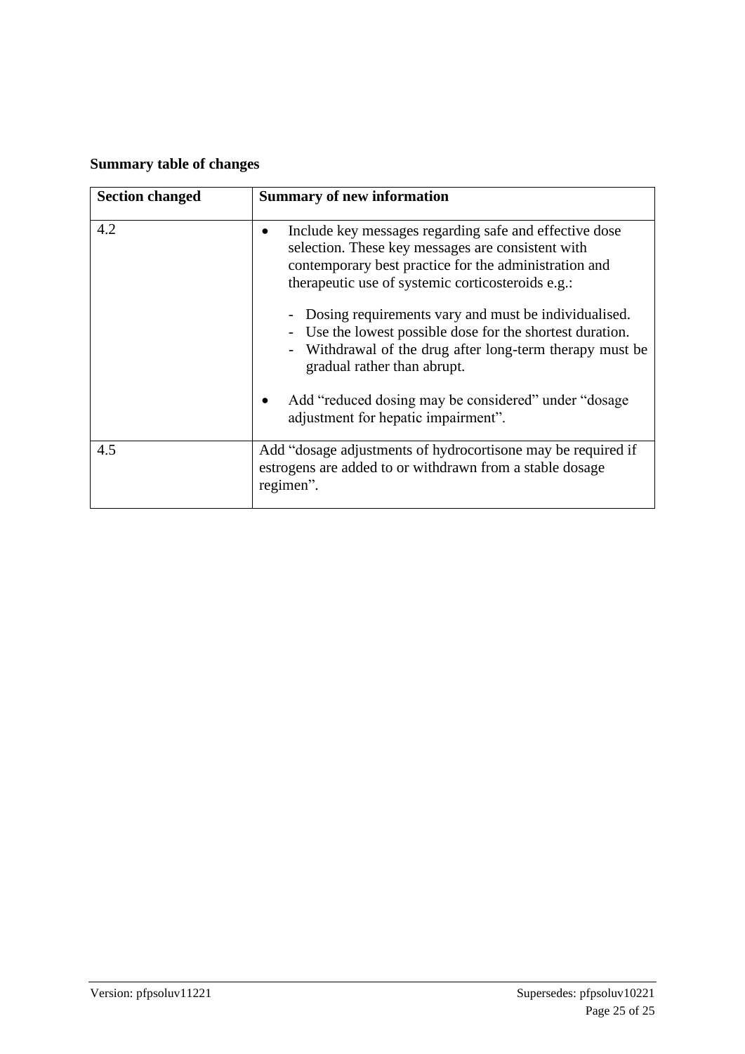**Summary table of changes**

| Section changed | Summary of new information |
| --- | --- |
| 4.2 | • Include key messages regarding safe and effective dose selection. These key messages are consistent with contemporary best practice for the administration and therapeutic use of systemic corticosteroids e.g.:<br><br>- Dosing requirements vary and must be individualised.<br>- Use the lowest possible dose for the shortest duration.<br>- Withdrawal of the drug after long-term therapy must be gradual rather than abrupt.<br><br>• Add "reduced dosing may be considered" under "dosage adjustment for hepatic impairment". |
| 4.5 | Add "dosage adjustments of hydrocortisone may be required if estrogens are added to or withdrawn from a stable dosage regimen". |

Version: pfpsoluv11221 Supersedes: pfpsoluv10221